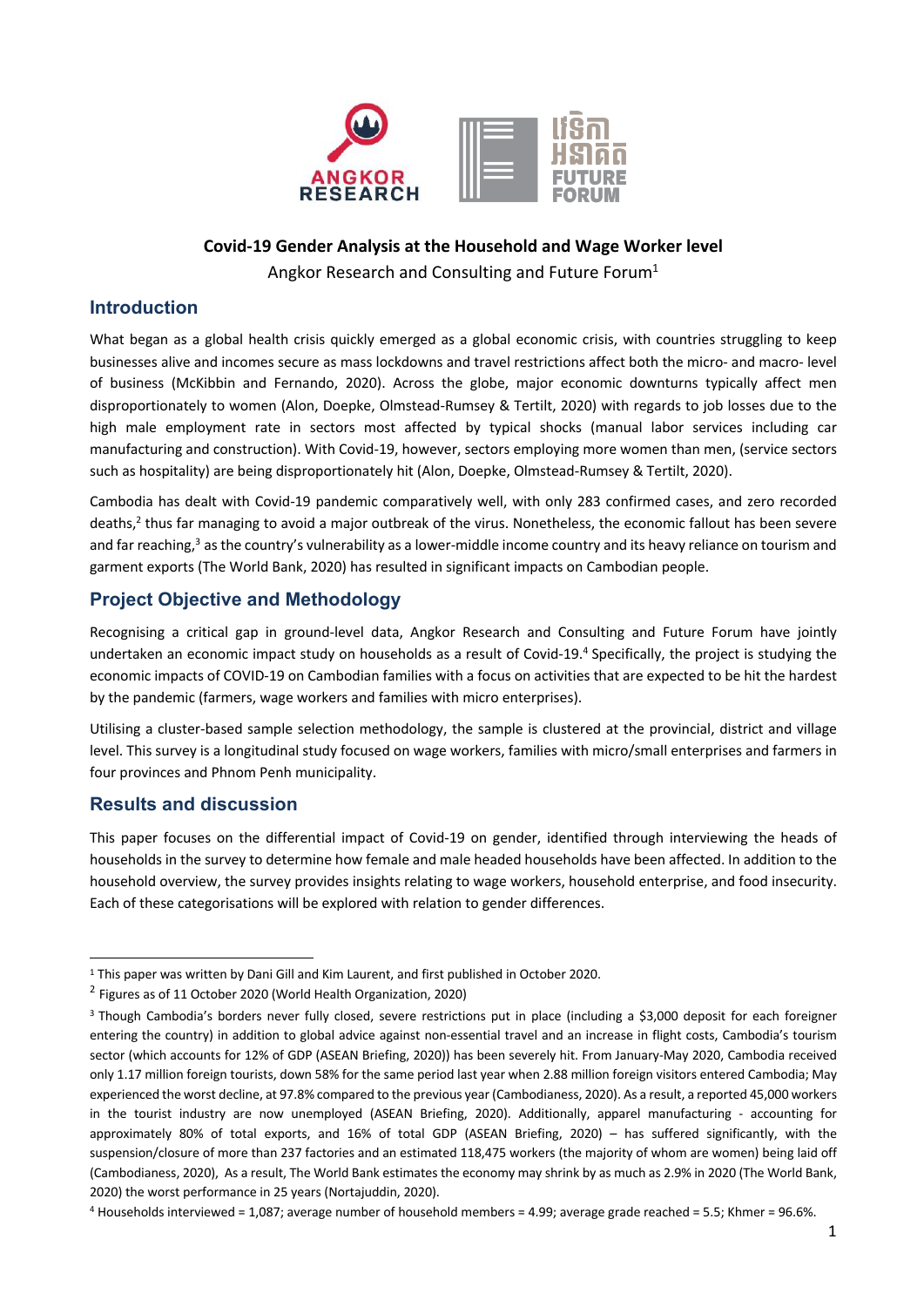# Covid-19 Gender Analysis at the Household and Wage Worker level

Angkor Research and Consulting and Future Forum[1]

## Introduction

What began as a global health crisis quickly emerged as a global economic crisis, with countries struggling to keep businesses alive and incomes secure as mass lockdowns and travel restrictions affect both the micro- and macro- level of business (McKibbin and Fernando, 2020). Across the globe, major economic downturns typically affect men disproportionately to women (Alon, Doepke, Olmstead-Rumsey & Tertilt, 2020) with regards to job losses due to the high male employment rate in sectors most affected by typical shocks (manual labor services including car manufacturing and construction). With Covid-19, however, sectors employing more women than men, (service sectors such as hospitality) are being disproportionately hit (Alon, Doepke, Olmstead-Rumsey & Tertilt, 2020).

Cambodia has dealt with Covid-19 pandemic comparatively well, with only 283 confirmed cases, and zero recorded deaths,[2] thus far managing to avoid a major outbreak of the virus. Nonetheless, the economic fallout has been severe and far reaching,[3] as the country's vulnerability as a lower-middle income country and its heavy reliance on tourism and garment exports (The World Bank, 2020) has resulted in significant impacts on Cambodian people.

## Project Objective and Methodology

Recognising a critical gap in ground-level data, Angkor Research and Consulting and Future Forum have jointly undertaken an economic impact study on households as a result of Covid-19.[4] Specifically, the project is studying the economic impacts of COVID-19 on Cambodian families with a focus on activities that are expected to be hit the hardest by the pandemic (farmers, wage workers and families with micro enterprises).

Utilising a cluster-based sample selection methodology, the sample is clustered at the provincial, district and village level. This survey is a longitudinal study focused on wage workers, families with micro/small enterprises and farmers in four provinces and Phnom Penh municipality.

## Results and discussion

This paper focuses on the differential impact of Covid-19 on gender, identified through interviewing the heads of households in the survey to determine how female and male headed households have been affected. In addition to the household overview, the survey provides insights relating to wage workers, household enterprise, and food insecurity. Each of these categorisations will be explored with relation to gender differences.

---

[1] This paper was written by Dani Gill and Kim Laurent, and first published in October 2020.

[2] Figures as of 11 October 2020 (World Health Organization, 2020)

[3] Though Cambodia's borders never fully closed, severe restrictions put in place (including a $3,000 deposit for each foreigner entering the country) in addition to global advice against non-essential travel and an increase in flight costs, Cambodia's tourism sector (which accounts for 12% of GDP (ASEAN Briefing, 2020)) has been severely hit. From January-May 2020, Cambodia received only 1.17 million foreign tourists, down 58% for the same period last year when 2.88 million foreign visitors entered Cambodia; May experienced the worst decline, at 97.8% compared to the previous year (Cambodianess, 2020). As a result, a reported 45,000 workers in the tourist industry are now unemployed (ASEAN Briefing, 2020). Additionally, apparel manufacturing - accounting for approximately 80% of total exports, and 16% of total GDP (ASEAN Briefing, 2020) – has suffered significantly, with the suspension/closure of more than 237 factories and an estimated 118,475 workers (the majority of whom are women) being laid off (Cambodianess, 2020), As a result, The World Bank estimates the economy may shrink by as much as 2.9% in 2020 (The World Bank, 2020) the worst performance in 25 years (Nortajuddin, 2020).

[4] Households interviewed = 1,087; average number of household members = 4.99; average grade reached = 5.5; Khmer = 96.6%.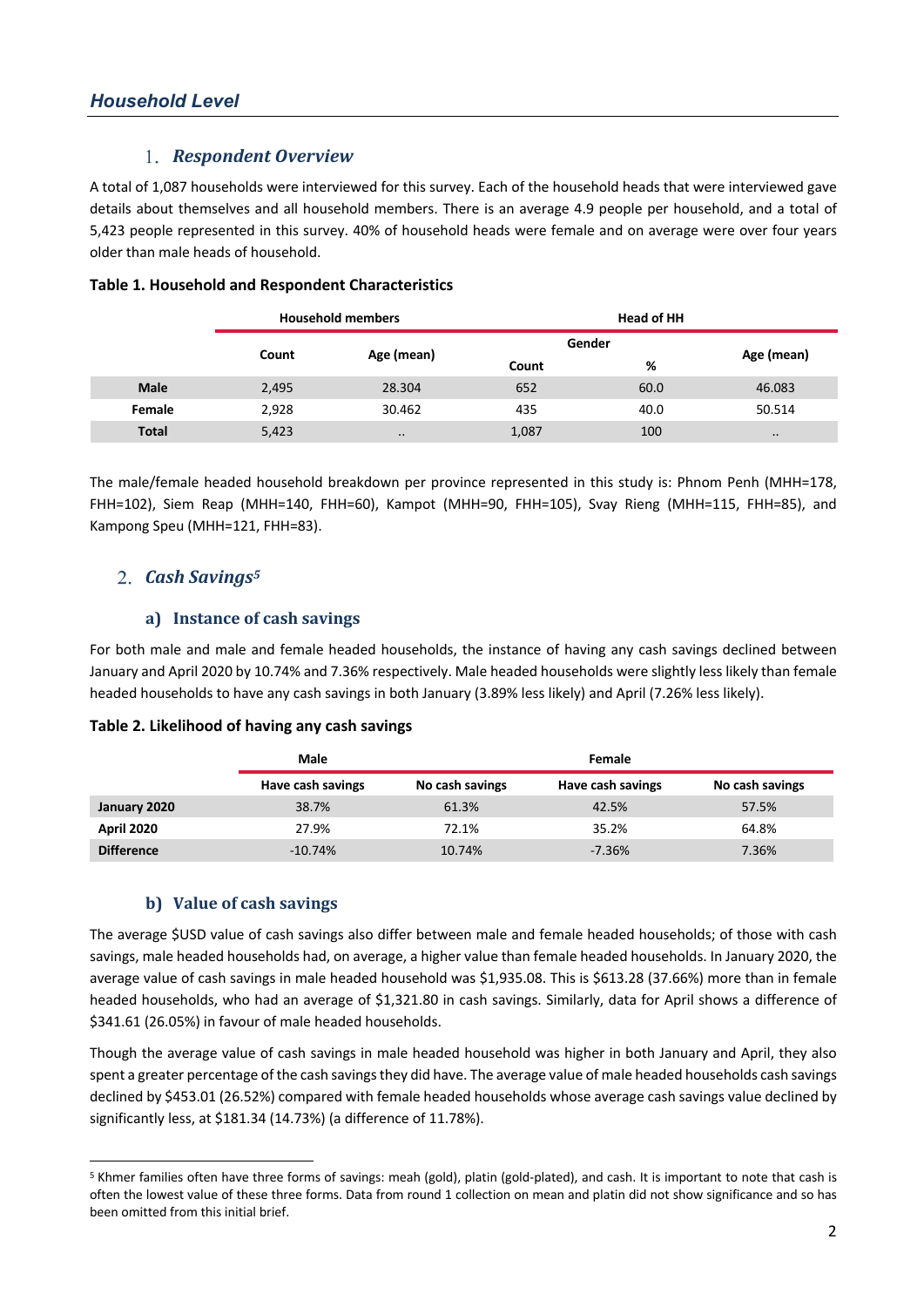## *Household Level*

### 1. *Respondent Overview*

A total of 1,087 households were interviewed for this survey. Each of the household heads that were interviewed gave details about themselves and all household members. There is an average 4.9 people per household, and a total of 5,423 people represented in this survey. 40% of household heads were female and on average were over four years older than male heads of household.

**Table 1. Household and Respondent Characteristics**

| | Household members | | Head of HH | | |
|---|---|---|---|---|---|
| | | | Gender | | |
| | Count | Age (mean) | Count | % | Age (mean) |
| **Male** | 2,495 | 28.304 | 652 | 60.0 | 46.083 |
| **Female** | 2,928 | 30.462 | 435 | 40.0 | 50.514 |
| **Total** | 5,423 | .. | 1,087 | 100 | .. |

The male/female headed household breakdown per province represented in this study is: Phnom Penh (MHH=178, FHH=102), Siem Reap (MHH=140, FHH=60), Kampot (MHH=90, FHH=105), Svay Rieng (MHH=115, FHH=85), and Kampong Speu (MHH=121, FHH=83).

### 2. *Cash Savings*[5]

#### a) Instance of cash savings

For both male and male and female headed households, the instance of having any cash savings declined between January and April 2020 by 10.74% and 7.36% respectively. Male headed households were slightly less likely than female headed households to have any cash savings in both January (3.89% less likely) and April (7.26% less likely).

**Table 2. Likelihood of having any cash savings**

| | Male | | Female | |
|---|---|---|---|---|
| | Have cash savings | No cash savings | Have cash savings | No cash savings |
| **January 2020** | 38.7% | 61.3% | 42.5% | 57.5% |
| **April 2020** | 27.9% | 72.1% | 35.2% | 64.8% |
| **Difference** | -10.74% | 10.74% | -7.36% | 7.36% |

#### b) Value of cash savings

The average $USD value of cash savings also differ between male and female headed households; of those with cash savings, male headed households had, on average, a higher value than female headed households. In January 2020, the average value of cash savings in male headed household was $1,935.08. This is $613.28 (37.66%) more than in female headed households, who had an average of $1,321.80 in cash savings. Similarly, data for April shows a difference of $341.61 (26.05%) in favour of male headed households.

Though the average value of cash savings in male headed household was higher in both January and April, they also spent a greater percentage of the cash savings they did have. The average value of male headed households cash savings declined by $453.01 (26.52%) compared with female headed households whose average cash savings value declined by significantly less, at $181.34 (14.73%) (a difference of 11.78%).

---

[5] Khmer families often have three forms of savings: meah (gold), platin (gold-plated), and cash. It is important to note that cash is often the lowest value of these three forms. Data from round 1 collection on mean and platin did not show significance and so has been omitted from this initial brief.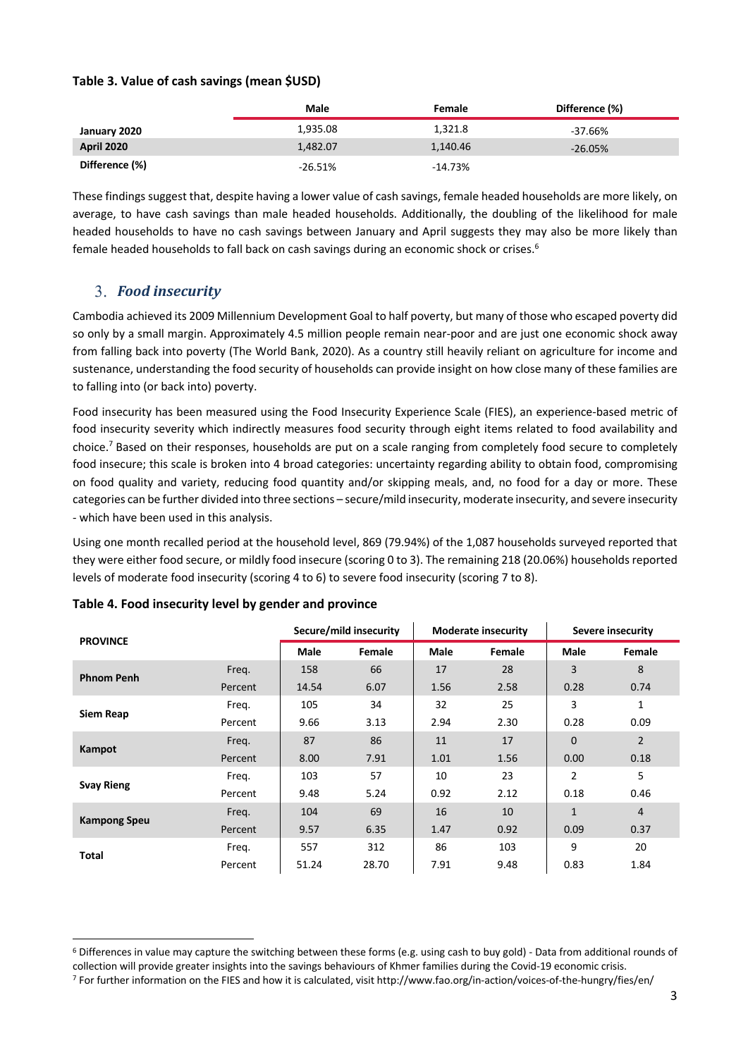**Table 3. Value of cash savings (mean $USD)**

| | Male | Female | Difference (%) |
|---|---|---|---|
| **January 2020** | 1,935.08 | 1,321.8 | -37.66% |
| **April 2020** | 1,482.07 | 1,140.46 | -26.05% |
| **Difference (%)** | -26.51% | -14.73% | |

These findings suggest that, despite having a lower value of cash savings, female headed households are more likely, on average, to have cash savings than male headed households. Additionally, the doubling of the likelihood for male headed households to have no cash savings between January and April suggests they may also be more likely than female headed households to fall back on cash savings during an economic shock or crises.[6]

## 3. *Food insecurity*

Cambodia achieved its 2009 Millennium Development Goal to half poverty, but many of those who escaped poverty did so only by a small margin. Approximately 4.5 million people remain near-poor and are just one economic shock away from falling back into poverty (The World Bank, 2020). As a country still heavily reliant on agriculture for income and sustenance, understanding the food security of households can provide insight on how close many of these families are to falling into (or back into) poverty.

Food insecurity has been measured using the Food Insecurity Experience Scale (FIES), an experience-based metric of food insecurity severity which indirectly measures food security through eight items related to food availability and choice.[7] Based on their responses, households are put on a scale ranging from completely food secure to completely food insecure; this scale is broken into 4 broad categories: uncertainty regarding ability to obtain food, compromising on food quality and variety, reducing food quantity and/or skipping meals, and, no food for a day or more. These categories can be further divided into three sections – secure/mild insecurity, moderate insecurity, and severe insecurity - which have been used in this analysis.

Using one month recalled period at the household level, 869 (79.94%) of the 1,087 households surveyed reported that they were either food secure, or mildly food insecure (scoring 0 to 3). The remaining 218 (20.06%) households reported levels of moderate food insecurity (scoring 4 to 6) to severe food insecurity (scoring 7 to 8).

**Table 4. Food insecurity level by gender and province**

| PROVINCE | | Secure/mild insecurity | | Moderate insecurity | | Severe insecurity | |
|---|---|---|---|---|---|---|---|
| | | Male | Female | Male | Female | Male | Female |
| **Phnom Penh** | Freq. | 158 | 66 | 17 | 28 | 3 | 8 |
| | Percent | 14.54 | 6.07 | 1.56 | 2.58 | 0.28 | 0.74 |
| **Siem Reap** | Freq. | 105 | 34 | 32 | 25 | 3 | 1 |
| | Percent | 9.66 | 3.13 | 2.94 | 2.30 | 0.28 | 0.09 |
| **Kampot** | Freq. | 87 | 86 | 11 | 17 | 0 | 2 |
| | Percent | 8.00 | 7.91 | 1.01 | 1.56 | 0.00 | 0.18 |
| **Svay Rieng** | Freq. | 103 | 57 | 10 | 23 | 2 | 5 |
| | Percent | 9.48 | 5.24 | 0.92 | 2.12 | 0.18 | 0.46 |
| **Kampong Speu** | Freq. | 104 | 69 | 16 | 10 | 1 | 4 |
| | Percent | 9.57 | 6.35 | 1.47 | 0.92 | 0.09 | 0.37 |
| **Total** | Freq. | 557 | 312 | 86 | 103 | 9 | 20 |
| | Percent | 51.24 | 28.70 | 7.91 | 9.48 | 0.83 | 1.84 |

[6] Differences in value may capture the switching between these forms (e.g. using cash to buy gold) - Data from additional rounds of collection will provide greater insights into the savings behaviours of Khmer families during the Covid-19 economic crisis.

[7] For further information on the FIES and how it is calculated, visit http://www.fao.org/in-action/voices-of-the-hungry/fies/en/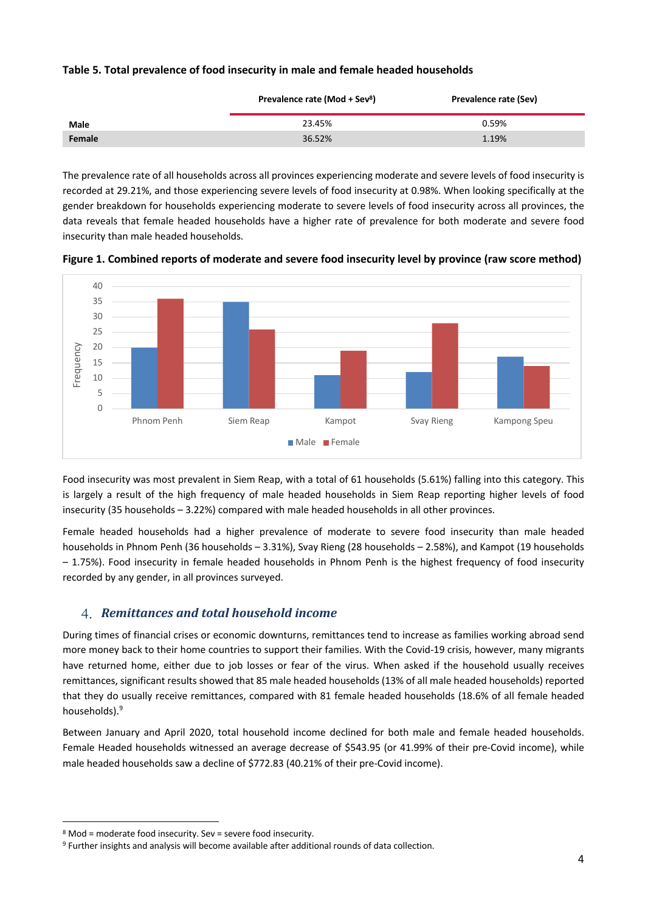**Table 5. Total prevalence of food insecurity in male and female headed households**

| | Prevalence rate (Mod + Sev[8]) | Prevalence rate (Sev) |
|---|---|---|
| **Male** | 23.45% | 0.59% |
| **Female** | 36.52% | 1.19% |

The prevalence rate of all households across all provinces experiencing moderate and severe levels of food insecurity is recorded at 29.21%, and those experiencing severe levels of food insecurity at 0.98%. When looking specifically at the gender breakdown for households experiencing moderate to severe levels of food insecurity across all provinces, the data reveals that female headed households have a higher rate of prevalence for both moderate and severe food insecurity than male headed households.

**Figure 1. Combined reports of moderate and severe food insecurity level by province (raw score method)**

| Province | Male | Female |
|---|---|---|
| Phnom Penh | 20 | 36 |
| Siem Reap | 35 | 26 |
| Kampot | 11 | 19 |
| Svay Rieng | 12 | 28 |
| Kampong Speu | 17 | 14 |

Food insecurity was most prevalent in Siem Reap, with a total of 61 households (5.61%) falling into this category. This is largely a result of the high frequency of male headed households in Siem Reap reporting higher levels of food insecurity (35 households – 3.22%) compared with male headed households in all other provinces.

Female headed households had a higher prevalence of moderate to severe food insecurity than male headed households in Phnom Penh (36 households – 3.31%), Svay Rieng (28 households – 2.58%), and Kampot (19 households – 1.75%). Food insecurity in female headed households in Phnom Penh is the highest frequency of food insecurity recorded by any gender, in all provinces surveyed.

## 4. *Remittances and total household income*

During times of financial crises or economic downturns, remittances tend to increase as families working abroad send more money back to their home countries to support their families. With the Covid-19 crisis, however, many migrants have returned home, either due to job losses or fear of the virus. When asked if the household usually receives remittances, significant results showed that 85 male headed households (13% of all male headed households) reported that they do usually receive remittances, compared with 81 female headed households (18.6% of all female headed households).[9]

Between January and April 2020, total household income declined for both male and female headed households. Female Headed households witnessed an average decrease of $543.95 (or 41.99% of their pre-Covid income), while male headed households saw a decline of $772.83 (40.21% of their pre-Covid income).

---

[8] Mod = moderate food insecurity. Sev = severe food insecurity.

[9] Further insights and analysis will become available after additional rounds of data collection.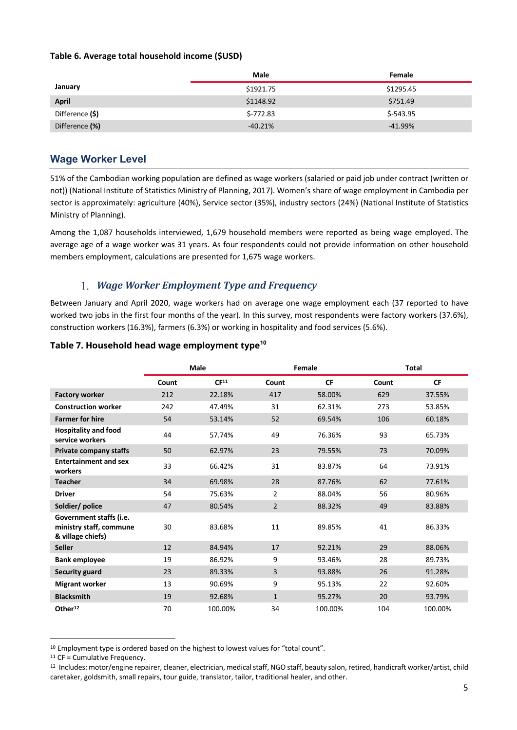**Table 6. Average total household income ($USD)**

| | Male | Female |
|---|---|---|
| **January** | $1921.75 | $1295.45 |
| **April** | $1148.92 | $751.49 |
| Difference **($)** | $-772.83 | $-543.95 |
| Difference **(%)** | -40.21% | -41.99% |

## Wage Worker Level

51% of the Cambodian working population are defined as wage workers (salaried or paid job under contract (written or not)) (National Institute of Statistics Ministry of Planning, 2017). Women's share of wage employment in Cambodia per sector is approximately: agriculture (40%), Service sector (35%), industry sectors (24%) (National Institute of Statistics Ministry of Planning).

Among the 1,087 households interviewed, 1,679 household members were reported as being wage employed. The average age of a wage worker was 31 years. As four respondents could not provide information on other household members employment, calculations are presented for 1,675 wage workers.

### 1. *Wage Worker Employment Type and Frequency*

Between January and April 2020, wage workers had on average one wage employment each (37 reported to have worked two jobs in the first four months of the year). In this survey, most respondents were factory workers (37.6%), construction workers (16.3%), farmers (6.3%) or working in hospitality and food services (5.6%).

**Table 7. Household head wage employment type[10]**

| | Male | | Female | | Total | |
|---|---|---|---|---|---|---|
| | **Count** | **CF[11]** | **Count** | **CF** | **Count** | **CF** |
| **Factory worker** | 212 | 22.18% | 417 | 58.00% | 629 | 37.55% |
| **Construction worker** | 242 | 47.49% | 31 | 62.31% | 273 | 53.85% |
| **Farmer for hire** | 54 | 53.14% | 52 | 69.54% | 106 | 60.18% |
| **Hospitality and food service workers** | 44 | 57.74% | 49 | 76.36% | 93 | 65.73% |
| **Private company staffs** | 50 | 62.97% | 23 | 79.55% | 73 | 70.09% |
| **Entertainment and sex workers** | 33 | 66.42% | 31 | 83.87% | 64 | 73.91% |
| **Teacher** | 34 | 69.98% | 28 | 87.76% | 62 | 77.61% |
| **Driver** | 54 | 75.63% | 2 | 88.04% | 56 | 80.96% |
| **Soldier/ police** | 47 | 80.54% | 2 | 88.32% | 49 | 83.88% |
| **Government staffs (i.e. ministry staff, commune & village chiefs)** | 30 | 83.68% | 11 | 89.85% | 41 | 86.33% |
| **Seller** | 12 | 84.94% | 17 | 92.21% | 29 | 88.06% |
| **Bank employee** | 19 | 86.92% | 9 | 93.46% | 28 | 89.73% |
| **Security guard** | 23 | 89.33% | 3 | 93.88% | 26 | 91.28% |
| **Migrant worker** | 13 | 90.69% | 9 | 95.13% | 22 | 92.60% |
| **Blacksmith** | 19 | 92.68% | 1 | 95.27% | 20 | 93.79% |
| **Other[12]** | 70 | 100.00% | 34 | 100.00% | 104 | 100.00% |

[10] Employment type is ordered based on the highest to lowest values for "total count".

[11] CF = Cumulative Frequency.

[12] Includes: motor/engine repairer, cleaner, electrician, medical staff, NGO staff, beauty salon, retired, handicraft worker/artist, child caretaker, goldsmith, small repairs, tour guide, translator, tailor, traditional healer, and other.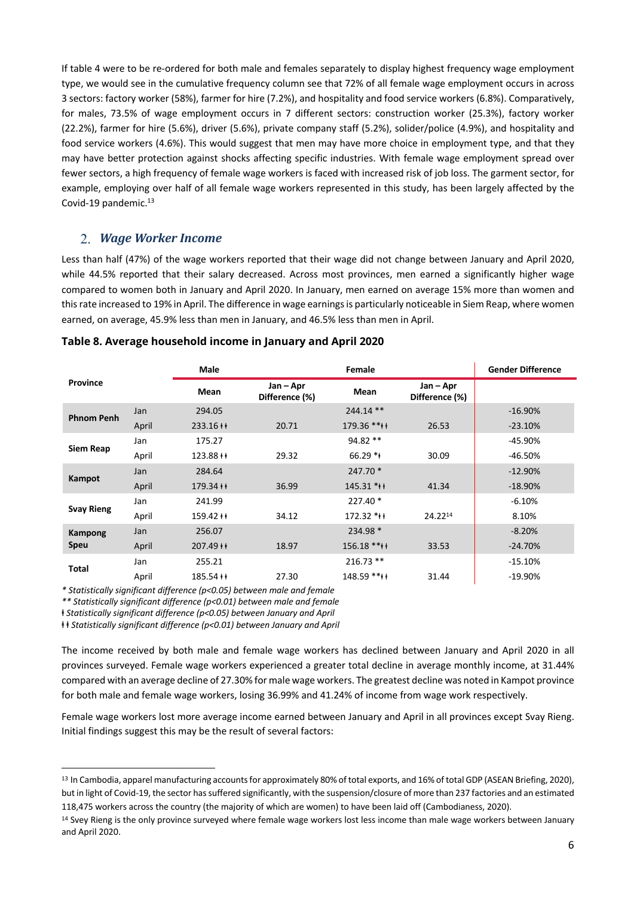If table 4 were to be re-ordered for both male and females separately to display highest frequency wage employment type, we would see in the cumulative frequency column see that 72% of all female wage employment occurs in across 3 sectors: factory worker (58%), farmer for hire (7.2%), and hospitality and food service workers (6.8%). Comparatively, for males, 73.5% of wage employment occurs in 7 different sectors: construction worker (25.3%), factory worker (22.2%), farmer for hire (5.6%), driver (5.6%), private company staff (5.2%), solider/police (4.9%), and hospitality and food service workers (4.6%). This would suggest that men may have more choice in employment type, and that they may have better protection against shocks affecting specific industries. With female wage employment spread over fewer sectors, a high frequency of female wage workers is faced with increased risk of job loss. The garment sector, for example, employing over half of all female wage workers represented in this study, has been largely affected by the Covid-19 pandemic.[13]

## 2. *Wage Worker Income*

Less than half (47%) of the wage workers reported that their wage did not change between January and April 2020, while 44.5% reported that their salary decreased. Across most provinces, men earned a significantly higher wage compared to women both in January and April 2020. In January, men earned on average 15% more than women and this rate increased to 19% in April. The difference in wage earnings is particularly noticeable in Siem Reap, where women earned, on average, 45.9% less than men in January, and 46.5% less than men in April.

**Table 8. Average household income in January and April 2020**

| Province | | Male | | Female | | Gender Difference |
|---|---|---|---|---|---|---|
| | | Mean | Jan – Apr Difference (%) | Mean | Jan – Apr Difference (%) | |
| Phnom Penh | Jan | 294.05 | | 244.14 ** | | -16.90% |
| | April | 233.16 ⱡⱡ | 20.71 | 179.36 **ⱡⱡ | 26.53 | -23.10% |
| Siem Reap | Jan | 175.27 | | 94.82 ** | | -45.90% |
| | April | 123.88 ⱡⱡ | 29.32 | 66.29 *ⱡ | 30.09 | -46.50% |
| Kampot | Jan | 284.64 | | 247.70 * | | -12.90% |
| | April | 179.34 ⱡⱡ | 36.99 | 145.31 *ⱡⱡ | 41.34 | -18.90% |
| Svay Rieng | Jan | 241.99 | | 227.40 * | | -6.10% |
| | April | 159.42 ⱡⱡ | 34.12 | 172.32 *ⱡⱡ | 24.22[14] | 8.10% |
| Kampong Speu | Jan | 256.07 | | 234.98 * | | -8.20% |
| | April | 207.49 ⱡⱡ | 18.97 | 156.18 **ⱡⱡ | 33.53 | -24.70% |
| Total | Jan | 255.21 | | 216.73 ** | | -15.10% |
| | April | 185.54 ⱡⱡ | 27.30 | 148.59 **ⱡⱡ | 31.44 | -19.90% |

*\* Statistically significant difference (p<0.05) between male and female*
*\*\* Statistically significant difference (p<0.01) between male and female*
*ⱡ Statistically significant difference (p<0.05) between January and April*
*ⱡⱡ Statistically significant difference (p<0.01) between January and April*

The income received by both male and female wage workers has declined between January and April 2020 in all provinces surveyed. Female wage workers experienced a greater total decline in average monthly income, at 31.44% compared with an average decline of 27.30% for male wage workers. The greatest decline was noted in Kampot province for both male and female wage workers, losing 36.99% and 41.24% of income from wage work respectively.

Female wage workers lost more average income earned between January and April in all provinces except Svay Rieng. Initial findings suggest this may be the result of several factors:

[13] In Cambodia, apparel manufacturing accounts for approximately 80% of total exports, and 16% of total GDP (ASEAN Briefing, 2020), but in light of Covid-19, the sector has suffered significantly, with the suspension/closure of more than 237 factories and an estimated 118,475 workers across the country (the majority of which are women) to have been laid off (Cambodianess, 2020).

[14] Svey Rieng is the only province surveyed where female wage workers lost less income than male wage workers between January and April 2020.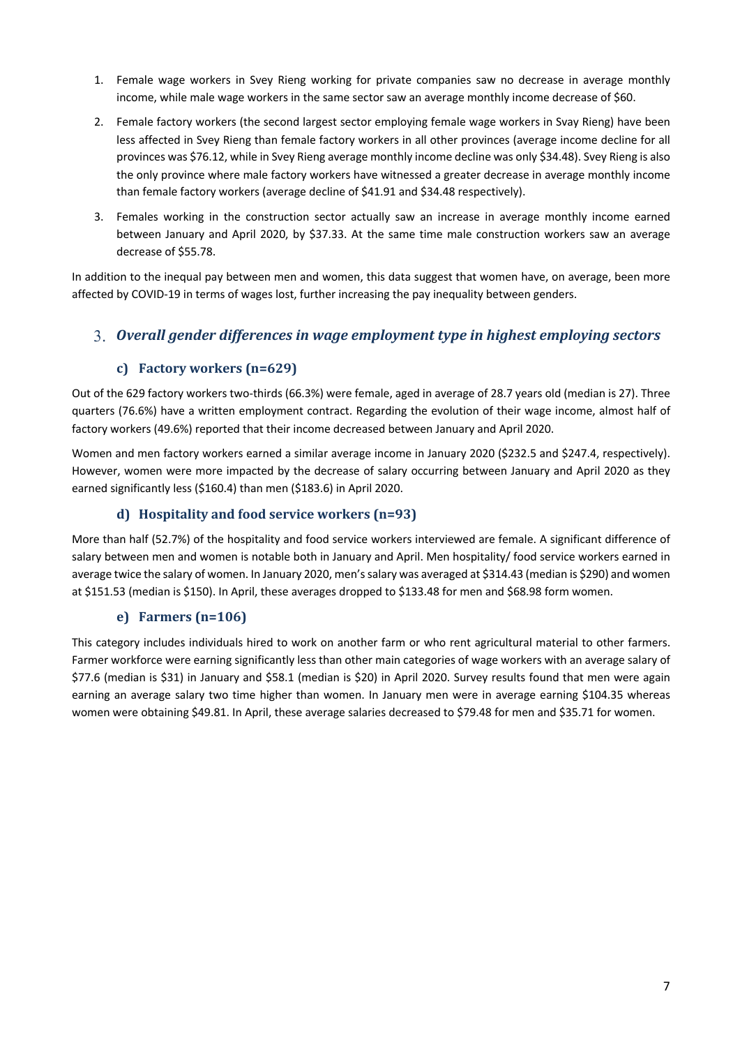1. Female wage workers in Svey Rieng working for private companies saw no decrease in average monthly income, while male wage workers in the same sector saw an average monthly income decrease of $60.
2. Female factory workers (the second largest sector employing female wage workers in Svay Rieng) have been less affected in Svey Rieng than female factory workers in all other provinces (average income decline for all provinces was $76.12, while in Svey Rieng average monthly income decline was only $34.48). Svey Rieng is also the only province where male factory workers have witnessed a greater decrease in average monthly income than female factory workers (average decline of $41.91 and $34.48 respectively).
3. Females working in the construction sector actually saw an increase in average monthly income earned between January and April 2020, by $37.33. At the same time male construction workers saw an average decrease of $55.78.

In addition to the inequal pay between men and women, this data suggest that women have, on average, been more affected by COVID-19 in terms of wages lost, further increasing the pay inequality between genders.

## 3. *Overall gender differences in wage employment type in highest employing sectors*

### c) Factory workers (n=629)

Out of the 629 factory workers two-thirds (66.3%) were female, aged in average of 28.7 years old (median is 27). Three quarters (76.6%) have a written employment contract. Regarding the evolution of their wage income, almost half of factory workers (49.6%) reported that their income decreased between January and April 2020.

Women and men factory workers earned a similar average income in January 2020 ($232.5 and $247.4, respectively). However, women were more impacted by the decrease of salary occurring between January and April 2020 as they earned significantly less ($160.4) than men ($183.6) in April 2020.

### d) Hospitality and food service workers (n=93)

More than half (52.7%) of the hospitality and food service workers interviewed are female. A significant difference of salary between men and women is notable both in January and April. Men hospitality/ food service workers earned in average twice the salary of women. In January 2020, men's salary was averaged at $314.43 (median is $290) and women at $151.53 (median is $150). In April, these averages dropped to $133.48 for men and $68.98 form women.

### e) Farmers (n=106)

This category includes individuals hired to work on another farm or who rent agricultural material to other farmers. Farmer workforce were earning significantly less than other main categories of wage workers with an average salary of $77.6 (median is $31) in January and $58.1 (median is $20) in April 2020. Survey results found that men were again earning an average salary two time higher than women. In January men were in average earning $104.35 whereas women were obtaining $49.81. In April, these average salaries decreased to $79.48 for men and $35.71 for women.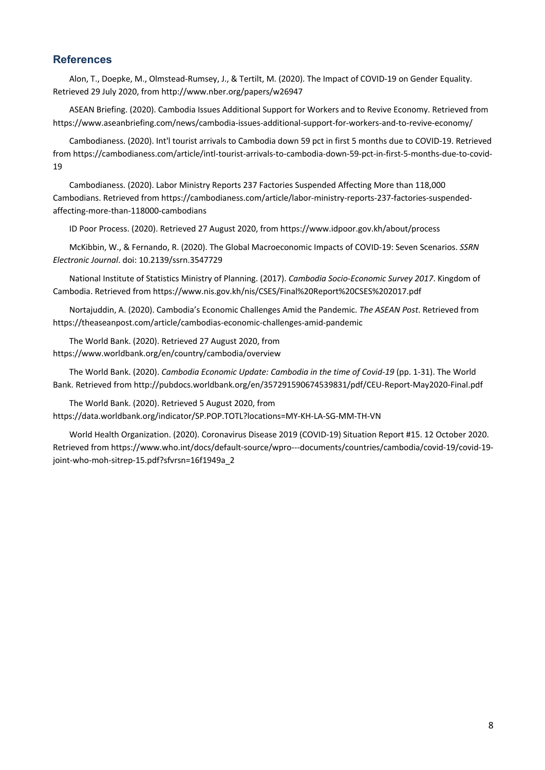## References

Alon, T., Doepke, M., Olmstead-Rumsey, J., & Tertilt, M. (2020). The Impact of COVID-19 on Gender Equality. Retrieved 29 July 2020, from http://www.nber.org/papers/w26947

ASEAN Briefing. (2020). Cambodia Issues Additional Support for Workers and to Revive Economy. Retrieved from https://www.aseanbriefing.com/news/cambodia-issues-additional-support-for-workers-and-to-revive-economy/

Cambodianess. (2020). Int'l tourist arrivals to Cambodia down 59 pct in first 5 months due to COVID-19. Retrieved from https://cambodianess.com/article/intl-tourist-arrivals-to-cambodia-down-59-pct-in-first-5-months-due-to-covid-19

Cambodianess. (2020). Labor Ministry Reports 237 Factories Suspended Affecting More than 118,000 Cambodians. Retrieved from https://cambodianess.com/article/labor-ministry-reports-237-factories-suspended-affecting-more-than-118000-cambodians

ID Poor Process. (2020). Retrieved 27 August 2020, from https://www.idpoor.gov.kh/about/process

McKibbin, W., & Fernando, R. (2020). The Global Macroeconomic Impacts of COVID-19: Seven Scenarios. *SSRN Electronic Journal*. doi: 10.2139/ssrn.3547729

National Institute of Statistics Ministry of Planning. (2017). *Cambodia Socio-Economic Survey 2017*. Kingdom of Cambodia. Retrieved from https://www.nis.gov.kh/nis/CSES/Final%20Report%20CSES%202017.pdf

Nortajuddin, A. (2020). Cambodia's Economic Challenges Amid the Pandemic. *The ASEAN Post*. Retrieved from https://theaseanpost.com/article/cambodias-economic-challenges-amid-pandemic

The World Bank. (2020). Retrieved 27 August 2020, from https://www.worldbank.org/en/country/cambodia/overview

The World Bank. (2020). *Cambodia Economic Update: Cambodia in the time of Covid-19* (pp. 1-31). The World Bank. Retrieved from http://pubdocs.worldbank.org/en/357291590674539831/pdf/CEU-Report-May2020-Final.pdf

The World Bank. (2020). Retrieved 5 August 2020, from https://data.worldbank.org/indicator/SP.POP.TOTL?locations=MY-KH-LA-SG-MM-TH-VN

World Health Organization. (2020). Coronavirus Disease 2019 (COVID-19) Situation Report #15. 12 October 2020. Retrieved from https://www.who.int/docs/default-source/wpro---documents/countries/cambodia/covid-19/covid-19-joint-who-moh-sitrep-15.pdf?sfvrsn=16f1949a_2